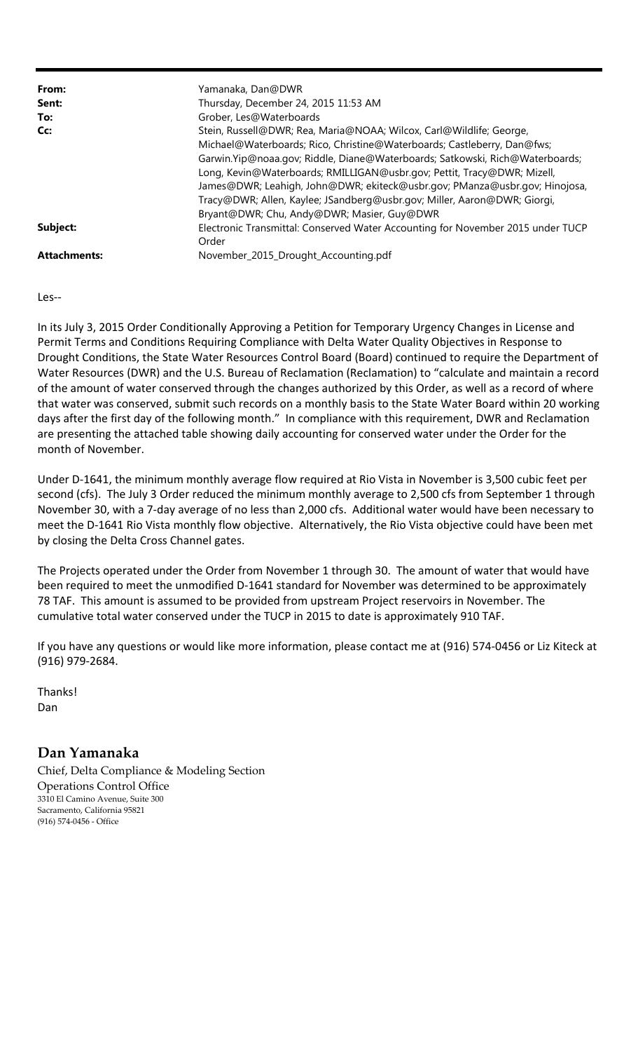| | |
|---|---|
| **From:** | Yamanaka, Dan@DWR |
| **Sent:** | Thursday, December 24, 2015 11:53 AM |
| **To:** | Grober, Les@Waterboards |
| **Cc:** | Stein, Russell@DWR; Rea, Maria@NOAA; Wilcox, Carl@Wildlife; George, Michael@Waterboards; Rico, Christine@Waterboards; Castleberry, Dan@fws; Garwin.Yip@noaa.gov; Riddle, Diane@Waterboards; Satkowski, Rich@Waterboards; Long, Kevin@Waterboards; RMILLIGAN@usbr.gov; Pettit, Tracy@DWR; Mizell, James@DWR; Leahigh, John@DWR; ekiteck@usbr.gov; PManza@usbr.gov; Hinojosa, Tracy@DWR; Allen, Kaylee; JSandberg@usbr.gov; Miller, Aaron@DWR; Giorgi, Bryant@DWR; Chu, Andy@DWR; Masier, Guy@DWR |
| **Subject:** | Electronic Transmittal: Conserved Water Accounting for November 2015 under TUCP Order |
| **Attachments:** | November_2015_Drought_Accounting.pdf |

Les--

In its July 3, 2015 Order Conditionally Approving a Petition for Temporary Urgency Changes in License and Permit Terms and Conditions Requiring Compliance with Delta Water Quality Objectives in Response to Drought Conditions, the State Water Resources Control Board (Board) continued to require the Department of Water Resources (DWR) and the U.S. Bureau of Reclamation (Reclamation) to "calculate and maintain a record of the amount of water conserved through the changes authorized by this Order, as well as a record of where that water was conserved, submit such records on a monthly basis to the State Water Board within 20 working days after the first day of the following month." In compliance with this requirement, DWR and Reclamation are presenting the attached table showing daily accounting for conserved water under the Order for the month of November.

Under D-1641, the minimum monthly average flow required at Rio Vista in November is 3,500 cubic feet per second (cfs). The July 3 Order reduced the minimum monthly average to 2,500 cfs from September 1 through November 30, with a 7-day average of no less than 2,000 cfs. Additional water would have been necessary to meet the D-1641 Rio Vista monthly flow objective. Alternatively, the Rio Vista objective could have been met by closing the Delta Cross Channel gates.

The Projects operated under the Order from November 1 through 30. The amount of water that would have been required to meet the unmodified D-1641 standard for November was determined to be approximately 78 TAF. This amount is assumed to be provided from upstream Project reservoirs in November. The cumulative total water conserved under the TUCP in 2015 to date is approximately 910 TAF.

If you have any questions or would like more information, please contact me at (916) 574-0456 or Liz Kiteck at (916) 979-2684.

Thanks!
Dan

## Dan Yamanaka

Chief, Delta Compliance & Modeling Section
Operations Control Office
3310 El Camino Avenue, Suite 300
Sacramento, California 95821
(916) 574-0456 - Office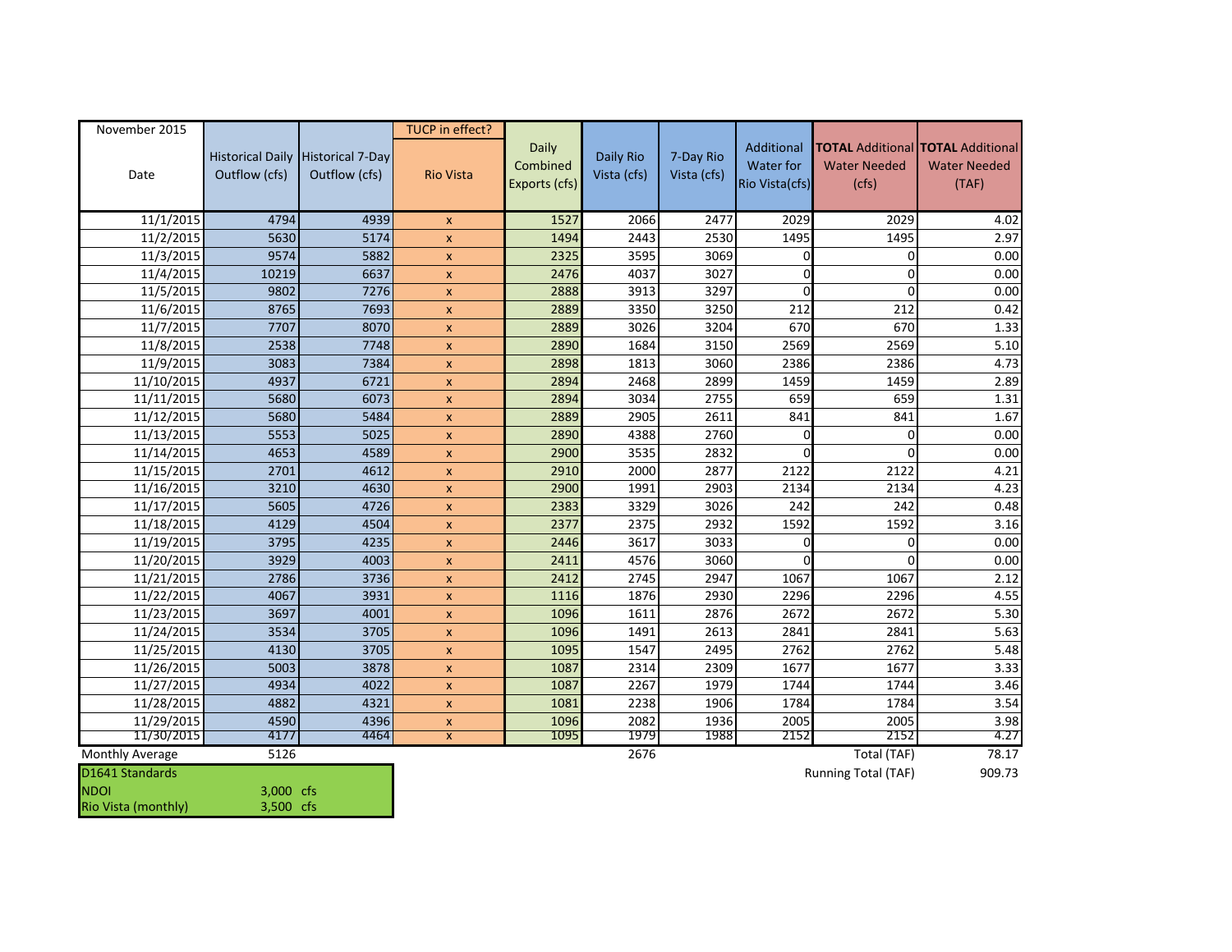| November 2015<br>Date | Historical Daily Outflow (cfs) | Historical 7-Day Outflow (cfs) | TUCP in effect?<br>Rio Vista | Daily Combined Exports (cfs) | Daily Rio Vista (cfs) | 7-Day Rio Vista (cfs) | Additional Water for Rio Vista(cfs) | **TOTAL** Additional Water Needed (cfs) | **TOTAL** Additional Water Needed (TAF) |
|---|---|---|---|---|---|---|---|---|---|
| 11/1/2015 | 4794 | 4939 | x | 1527 | 2066 | 2477 | 2029 | 2029 | 4.02 |
| 11/2/2015 | 5630 | 5174 | x | 1494 | 2443 | 2530 | 1495 | 1495 | 2.97 |
| 11/3/2015 | 9574 | 5882 | x | 2325 | 3595 | 3069 | 0 | 0 | 0.00 |
| 11/4/2015 | 10219 | 6637 | x | 2476 | 4037 | 3027 | 0 | 0 | 0.00 |
| 11/5/2015 | 9802 | 7276 | x | 2888 | 3913 | 3297 | 0 | 0 | 0.00 |
| 11/6/2015 | 8765 | 7693 | x | 2889 | 3350 | 3250 | 212 | 212 | 0.42 |
| 11/7/2015 | 7707 | 8070 | x | 2889 | 3026 | 3204 | 670 | 670 | 1.33 |
| 11/8/2015 | 2538 | 7748 | x | 2890 | 1684 | 3150 | 2569 | 2569 | 5.10 |
| 11/9/2015 | 3083 | 7384 | x | 2898 | 1813 | 3060 | 2386 | 2386 | 4.73 |
| 11/10/2015 | 4937 | 6721 | x | 2894 | 2468 | 2899 | 1459 | 1459 | 2.89 |
| 11/11/2015 | 5680 | 6073 | x | 2894 | 3034 | 2755 | 659 | 659 | 1.31 |
| 11/12/2015 | 5680 | 5484 | x | 2889 | 2905 | 2611 | 841 | 841 | 1.67 |
| 11/13/2015 | 5553 | 5025 | x | 2890 | 4388 | 2760 | 0 | 0 | 0.00 |
| 11/14/2015 | 4653 | 4589 | x | 2900 | 3535 | 2832 | 0 | 0 | 0.00 |
| 11/15/2015 | 2701 | 4612 | x | 2910 | 2000 | 2877 | 2122 | 2122 | 4.21 |
| 11/16/2015 | 3210 | 4630 | x | 2900 | 1991 | 2903 | 2134 | 2134 | 4.23 |
| 11/17/2015 | 5605 | 4726 | x | 2383 | 3329 | 3026 | 242 | 242 | 0.48 |
| 11/18/2015 | 4129 | 4504 | x | 2377 | 2375 | 2932 | 1592 | 1592 | 3.16 |
| 11/19/2015 | 3795 | 4235 | x | 2446 | 3617 | 3033 | 0 | 0 | 0.00 |
| 11/20/2015 | 3929 | 4003 | x | 2411 | 4576 | 3060 | 0 | 0 | 0.00 |
| 11/21/2015 | 2786 | 3736 | x | 2412 | 2745 | 2947 | 1067 | 1067 | 2.12 |
| 11/22/2015 | 4067 | 3931 | x | 1116 | 1876 | 2930 | 2296 | 2296 | 4.55 |
| 11/23/2015 | 3697 | 4001 | x | 1096 | 1611 | 2876 | 2672 | 2672 | 5.30 |
| 11/24/2015 | 3534 | 3705 | x | 1096 | 1491 | 2613 | 2841 | 2841 | 5.63 |
| 11/25/2015 | 4130 | 3705 | x | 1095 | 1547 | 2495 | 2762 | 2762 | 5.48 |
| 11/26/2015 | 5003 | 3878 | x | 1087 | 2314 | 2309 | 1677 | 1677 | 3.33 |
| 11/27/2015 | 4934 | 4022 | x | 1087 | 2267 | 1979 | 1744 | 1744 | 3.46 |
| 11/28/2015 | 4882 | 4321 | x | 1081 | 2238 | 1906 | 1784 | 1784 | 3.54 |
| 11/29/2015 | 4590 | 4396 | x | 1096 | 2082 | 1936 | 2005 | 2005 | 3.98 |
| 11/30/2015 | 4177 | 4464 | x | 1095 | 1979 | 1988 | 2152 | 2152 | 4.27 |
| Monthly Average | 5126 | | | | 2676 | | | Total (TAF) | 78.17 |
| | | | | | | | | Running Total (TAF) | 909.73 |

| D1641 Standards | | |
|---|---|---|
| NDOI | 3,000 | cfs |
| Rio Vista (monthly) | 3,500 | cfs |